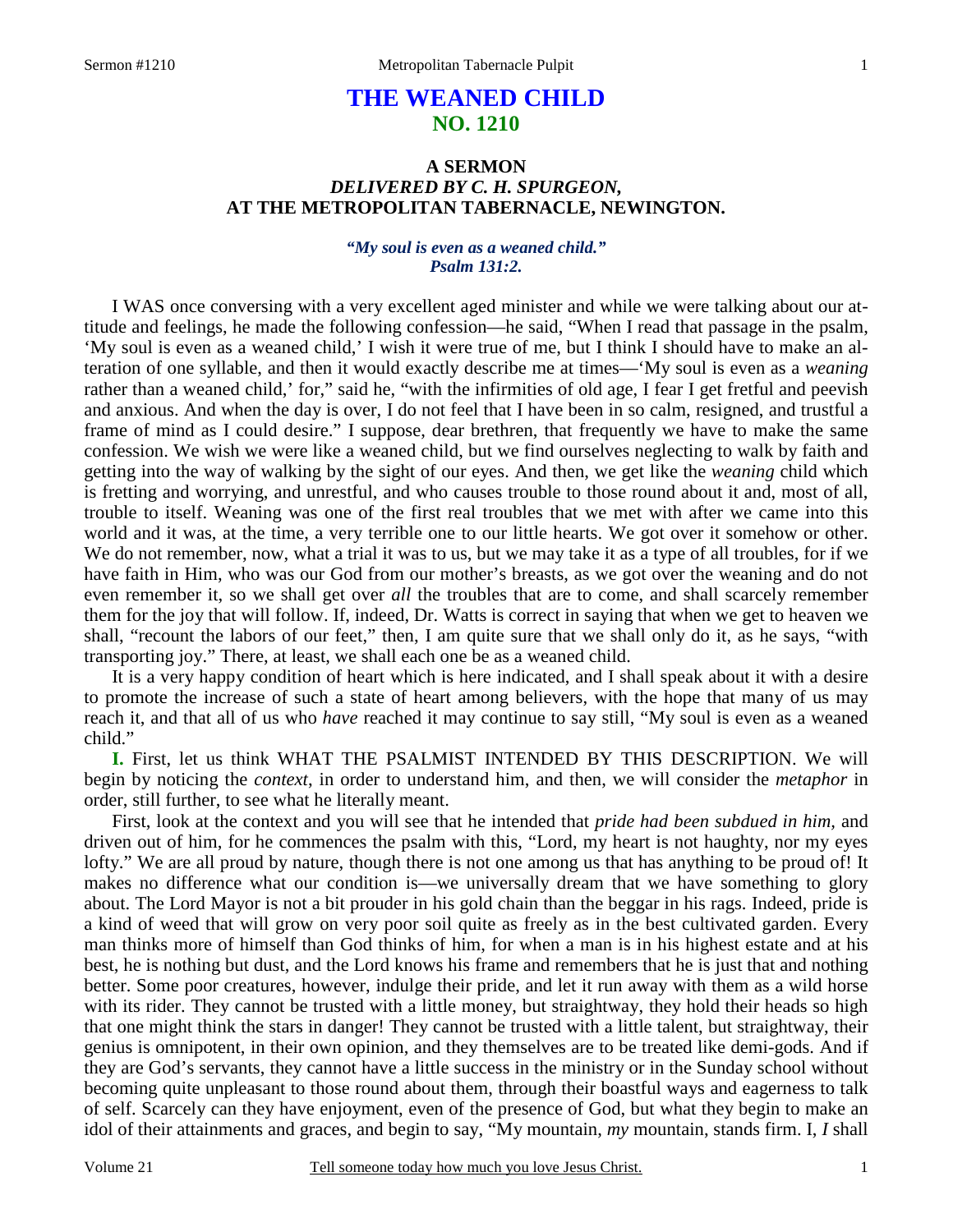# THE WEANED CHILD
## NO. 1210

### A SERMON
### *DELIVERED BY C. H. SPURGEON,*
### AT THE METROPOLITAN TABERNACLE, NEWINGTON.

***"My soul is even as a weaned child." Psalm 131:2.***

I WAS once conversing with a very excellent aged minister and while we were talking about our attitude and feelings, he made the following confession—he said, "When I read that passage in the psalm, 'My soul is even as a weaned child,' I wish it were true of me, but I think I should have to make an alteration of one syllable, and then it would exactly describe me at times—'My soul is even as a *weaning* rather than a weaned child,' for," said he, "with the infirmities of old age, I fear I get fretful and peevish and anxious. And when the day is over, I do not feel that I have been in so calm, resigned, and trustful a frame of mind as I could desire." I suppose, dear brethren, that frequently we have to make the same confession. We wish we were like a weaned child, but we find ourselves neglecting to walk by faith and getting into the way of walking by the sight of our eyes. And then, we get like the *weaning* child which is fretting and worrying, and unrestful, and who causes trouble to those round about it and, most of all, trouble to itself. Weaning was one of the first real troubles that we met with after we came into this world and it was, at the time, a very terrible one to our little hearts. We got over it somehow or other. We do not remember, now, what a trial it was to us, but we may take it as a type of all troubles, for if we have faith in Him, who was our God from our mother's breasts, as we got over the weaning and do not even remember it, so we shall get over *all* the troubles that are to come, and shall scarcely remember them for the joy that will follow. If, indeed, Dr. Watts is correct in saying that when we get to heaven we shall, "recount the labors of our feet," then, I am quite sure that we shall only do it, as he says, "with transporting joy." There, at least, we shall each one be as a weaned child.

It is a very happy condition of heart which is here indicated, and I shall speak about it with a desire to promote the increase of such a state of heart among believers, with the hope that many of us may reach it, and that all of us who *have* reached it may continue to say still, "My soul is even as a weaned child."

**I.** First, let us think WHAT THE PSALMIST INTENDED BY THIS DESCRIPTION. We will begin by noticing the *context*, in order to understand him, and then, we will consider the *metaphor* in order, still further, to see what he literally meant.

First, look at the context and you will see that he intended that *pride had been subdued in him,* and driven out of him, for he commences the psalm with this, "Lord, my heart is not haughty, nor my eyes lofty." We are all proud by nature, though there is not one among us that has anything to be proud of! It makes no difference what our condition is—we universally dream that we have something to glory about. The Lord Mayor is not a bit prouder in his gold chain than the beggar in his rags. Indeed, pride is a kind of weed that will grow on very poor soil quite as freely as in the best cultivated garden. Every man thinks more of himself than God thinks of him, for when a man is in his highest estate and at his best, he is nothing but dust, and the Lord knows his frame and remembers that he is just that and nothing better. Some poor creatures, however, indulge their pride, and let it run away with them as a wild horse with its rider. They cannot be trusted with a little money, but straightway, they hold their heads so high that one might think the stars in danger! They cannot be trusted with a little talent, but straightway, their genius is omnipotent, in their own opinion, and they themselves are to be treated like demi-gods. And if they are God's servants, they cannot have a little success in the ministry or in the Sunday school without becoming quite unpleasant to those round about them, through their boastful ways and eagerness to talk of self. Scarcely can they have enjoyment, even of the presence of God, but what they begin to make an idol of their attainments and graces, and begin to say, "My mountain, *my* mountain, stands firm. I, *I* shall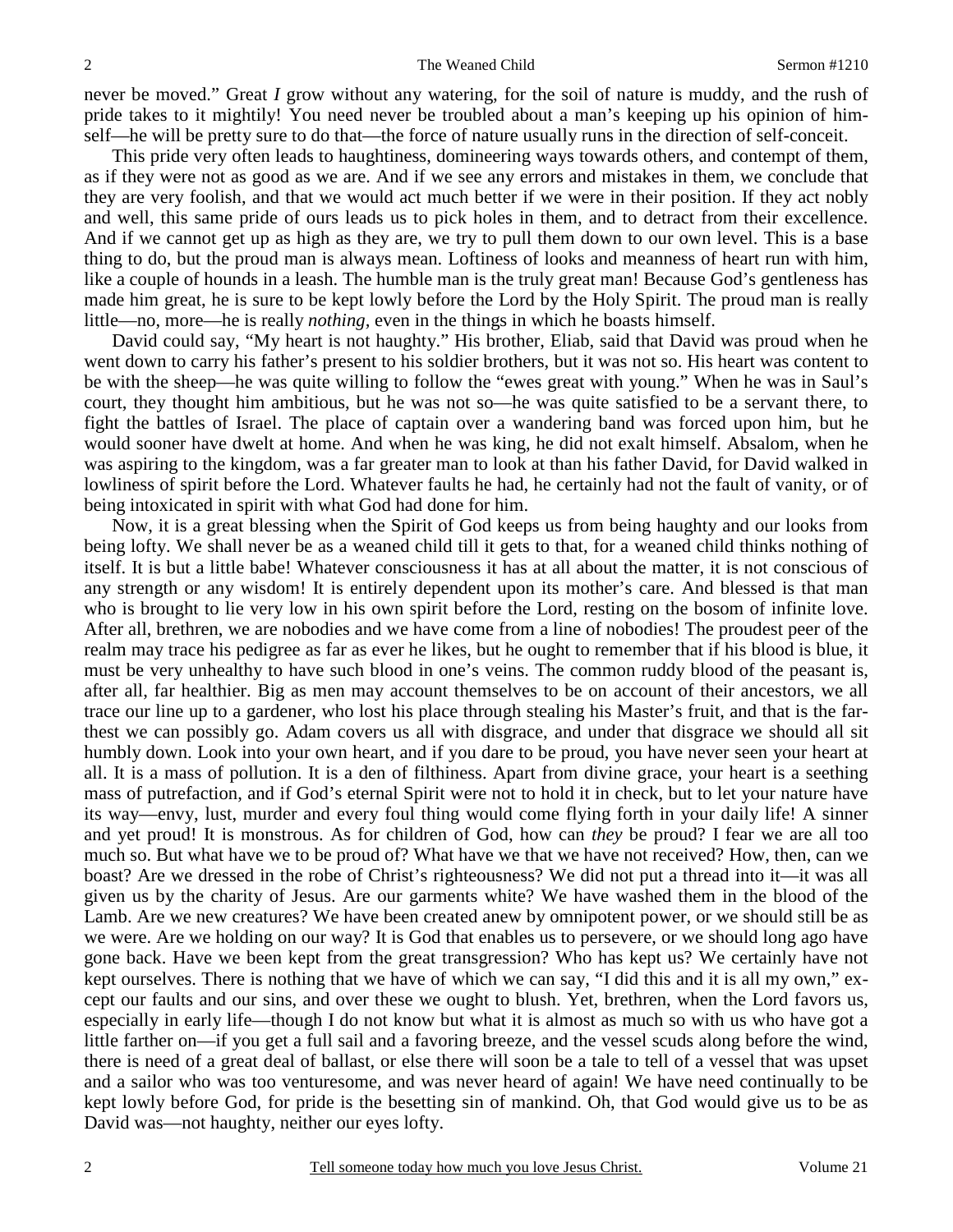never be moved." Great *I* grow without any watering, for the soil of nature is muddy, and the rush of pride takes to it mightily! You need never be troubled about a man's keeping up his opinion of himself—he will be pretty sure to do that—the force of nature usually runs in the direction of self-conceit.

This pride very often leads to haughtiness, domineering ways towards others, and contempt of them, as if they were not as good as we are. And if we see any errors and mistakes in them, we conclude that they are very foolish, and that we would act much better if we were in their position. If they act nobly and well, this same pride of ours leads us to pick holes in them, and to detract from their excellence. And if we cannot get up as high as they are, we try to pull them down to our own level. This is a base thing to do, but the proud man is always mean. Loftiness of looks and meanness of heart run with him, like a couple of hounds in a leash. The humble man is the truly great man! Because God's gentleness has made him great, he is sure to be kept lowly before the Lord by the Holy Spirit. The proud man is really little—no, more—he is really *nothing,* even in the things in which he boasts himself.

David could say, "My heart is not haughty." His brother, Eliab, said that David was proud when he went down to carry his father's present to his soldier brothers, but it was not so. His heart was content to be with the sheep—he was quite willing to follow the "ewes great with young." When he was in Saul's court, they thought him ambitious, but he was not so—he was quite satisfied to be a servant there, to fight the battles of Israel. The place of captain over a wandering band was forced upon him, but he would sooner have dwelt at home. And when he was king, he did not exalt himself. Absalom, when he was aspiring to the kingdom, was a far greater man to look at than his father David, for David walked in lowliness of spirit before the Lord. Whatever faults he had, he certainly had not the fault of vanity, or of being intoxicated in spirit with what God had done for him.

Now, it is a great blessing when the Spirit of God keeps us from being haughty and our looks from being lofty. We shall never be as a weaned child till it gets to that, for a weaned child thinks nothing of itself. It is but a little babe! Whatever consciousness it has at all about the matter, it is not conscious of any strength or any wisdom! It is entirely dependent upon its mother's care. And blessed is that man who is brought to lie very low in his own spirit before the Lord, resting on the bosom of infinite love. After all, brethren, we are nobodies and we have come from a line of nobodies! The proudest peer of the realm may trace his pedigree as far as ever he likes, but he ought to remember that if his blood is blue, it must be very unhealthy to have such blood in one's veins. The common ruddy blood of the peasant is, after all, far healthier. Big as men may account themselves to be on account of their ancestors, we all trace our line up to a gardener, who lost his place through stealing his Master's fruit, and that is the farthest we can possibly go. Adam covers us all with disgrace, and under that disgrace we should all sit humbly down. Look into your own heart, and if you dare to be proud, you have never seen your heart at all. It is a mass of pollution. It is a den of filthiness. Apart from divine grace, your heart is a seething mass of putrefaction, and if God's eternal Spirit were not to hold it in check, but to let your nature have its way—envy, lust, murder and every foul thing would come flying forth in your daily life! A sinner and yet proud! It is monstrous. As for children of God, how can *they* be proud? I fear we are all too much so. But what have we to be proud of? What have we that we have not received? How, then, can we boast? Are we dressed in the robe of Christ's righteousness? We did not put a thread into it—it was all given us by the charity of Jesus. Are our garments white? We have washed them in the blood of the Lamb. Are we new creatures? We have been created anew by omnipotent power, or we should still be as we were. Are we holding on our way? It is God that enables us to persevere, or we should long ago have gone back. Have we been kept from the great transgression? Who has kept us? We certainly have not kept ourselves. There is nothing that we have of which we can say, "I did this and it is all my own," except our faults and our sins, and over these we ought to blush. Yet, brethren, when the Lord favors us, especially in early life—though I do not know but what it is almost as much so with us who have got a little farther on—if you get a full sail and a favoring breeze, and the vessel scuds along before the wind, there is need of a great deal of ballast, or else there will soon be a tale to tell of a vessel that was upset and a sailor who was too venturesome, and was never heard of again! We have need continually to be kept lowly before God, for pride is the besetting sin of mankind. Oh, that God would give us to be as David was—not haughty, neither our eyes lofty.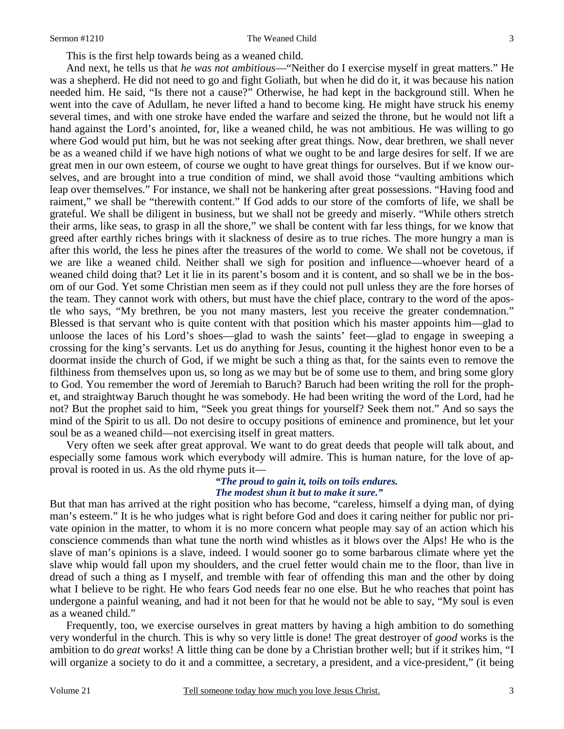This is the first help towards being as a weaned child.

And next, he tells us that *he was not ambitious*—"Neither do I exercise myself in great matters." He was a shepherd. He did not need to go and fight Goliath, but when he did do it, it was because his nation needed him. He said, "Is there not a cause?" Otherwise, he had kept in the background still. When he went into the cave of Adullam, he never lifted a hand to become king. He might have struck his enemy several times, and with one stroke have ended the warfare and seized the throne, but he would not lift a hand against the Lord's anointed, for, like a weaned child, he was not ambitious. He was willing to go where God would put him, but he was not seeking after great things. Now, dear brethren, we shall never be as a weaned child if we have high notions of what we ought to be and large desires for self. If we are great men in our own esteem, of course we ought to have great things for ourselves. But if we know ourselves, and are brought into a true condition of mind, we shall avoid those "vaulting ambitions which leap over themselves." For instance, we shall not be hankering after great possessions. "Having food and raiment," we shall be "therewith content." If God adds to our store of the comforts of life, we shall be grateful. We shall be diligent in business, but we shall not be greedy and miserly. "While others stretch their arms, like seas, to grasp in all the shore," we shall be content with far less things, for we know that greed after earthly riches brings with it slackness of desire as to true riches. The more hungry a man is after this world, the less he pines after the treasures of the world to come. We shall not be covetous, if we are like a weaned child. Neither shall we sigh for position and influence—whoever heard of a weaned child doing that? Let it lie in its parent's bosom and it is content, and so shall we be in the bosom of our God. Yet some Christian men seem as if they could not pull unless they are the fore horses of the team. They cannot work with others, but must have the chief place, contrary to the word of the apostle who says, "My brethren, be you not many masters, lest you receive the greater condemnation." Blessed is that servant who is quite content with that position which his master appoints him—glad to unloose the laces of his Lord's shoes—glad to wash the saints' feet—glad to engage in sweeping a crossing for the king's servants. Let us do anything for Jesus, counting it the highest honor even to be a doormat inside the church of God, if we might be such a thing as that, for the saints even to remove the filthiness from themselves upon us, so long as we may but be of some use to them, and bring some glory to God. You remember the word of Jeremiah to Baruch? Baruch had been writing the roll for the prophet, and straightway Baruch thought he was somebody. He had been writing the word of the Lord, had he not? But the prophet said to him, "Seek you great things for yourself? Seek them not." And so says the mind of the Spirit to us all. Do not desire to occupy positions of eminence and prominence, but let your soul be as a weaned child—not exercising itself in great matters.

Very often we seek after great approval. We want to do great deeds that people will talk about, and especially some famous work which everybody will admire. This is human nature, for the love of approval is rooted in us. As the old rhyme puts it—

> ***"The proud to gain it, toils on toils endures.***
> ***The modest shun it but to make it sure."***

But that man has arrived at the right position who has become, "careless, himself a dying man, of dying man's esteem." It is he who judges what is right before God and does it caring neither for public nor private opinion in the matter, to whom it is no more concern what people may say of an action which his conscience commends than what tune the north wind whistles as it blows over the Alps! He who is the slave of man's opinions is a slave, indeed. I would sooner go to some barbarous climate where yet the slave whip would fall upon my shoulders, and the cruel fetter would chain me to the floor, than live in dread of such a thing as I myself, and tremble with fear of offending this man and the other by doing what I believe to be right. He who fears God needs fear no one else. But he who reaches that point has undergone a painful weaning, and had it not been for that he would not be able to say, "My soul is even as a weaned child."

Frequently, too, we exercise ourselves in great matters by having a high ambition to do something very wonderful in the church. This is why so very little is done! The great destroyer of *good* works is the ambition to do *great* works! A little thing can be done by a Christian brother well; but if it strikes him, "I will organize a society to do it and a committee, a secretary, a president, and a vice-president," (it being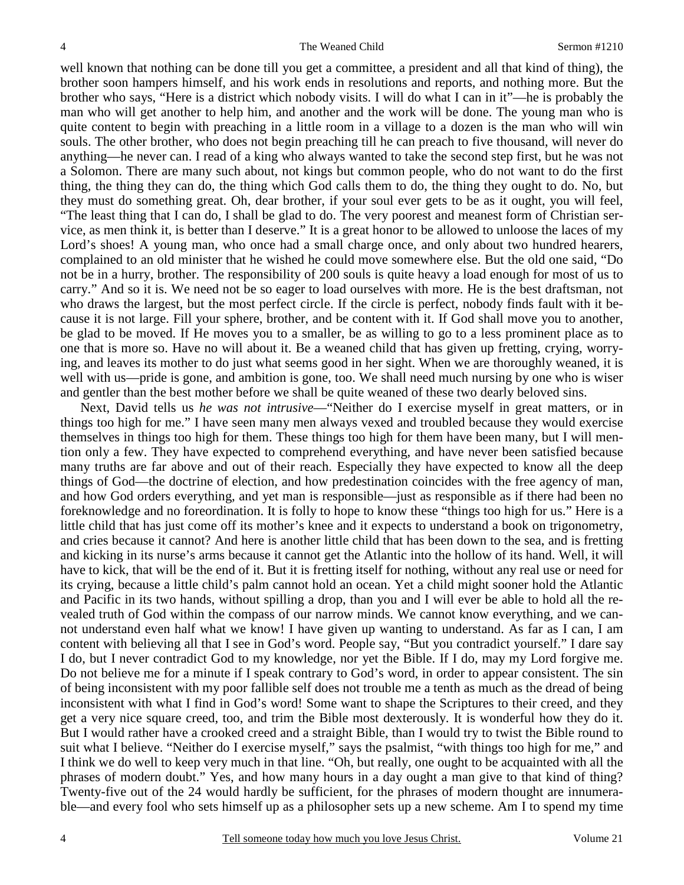well known that nothing can be done till you get a committee, a president and all that kind of thing), the brother soon hampers himself, and his work ends in resolutions and reports, and nothing more. But the brother who says, "Here is a district which nobody visits. I will do what I can in it"—he is probably the man who will get another to help him, and another and the work will be done. The young man who is quite content to begin with preaching in a little room in a village to a dozen is the man who will win souls. The other brother, who does not begin preaching till he can preach to five thousand, will never do anything—he never can. I read of a king who always wanted to take the second step first, but he was not a Solomon. There are many such about, not kings but common people, who do not want to do the first thing, the thing they can do, the thing which God calls them to do, the thing they ought to do. No, but they must do something great. Oh, dear brother, if your soul ever gets to be as it ought, you will feel, "The least thing that I can do, I shall be glad to do. The very poorest and meanest form of Christian service, as men think it, is better than I deserve." It is a great honor to be allowed to unloose the laces of my Lord's shoes! A young man, who once had a small charge once, and only about two hundred hearers, complained to an old minister that he wished he could move somewhere else. But the old one said, "Do not be in a hurry, brother. The responsibility of 200 souls is quite heavy a load enough for most of us to carry." And so it is. We need not be so eager to load ourselves with more. He is the best draftsman, not who draws the largest, but the most perfect circle. If the circle is perfect, nobody finds fault with it because it is not large. Fill your sphere, brother, and be content with it. If God shall move you to another, be glad to be moved. If He moves you to a smaller, be as willing to go to a less prominent place as to one that is more so. Have no will about it. Be a weaned child that has given up fretting, crying, worrying, and leaves its mother to do just what seems good in her sight. When we are thoroughly weaned, it is well with us—pride is gone, and ambition is gone, too. We shall need much nursing by one who is wiser and gentler than the best mother before we shall be quite weaned of these two dearly beloved sins.

Next, David tells us *he was not intrusive*—"Neither do I exercise myself in great matters, or in things too high for me." I have seen many men always vexed and troubled because they would exercise themselves in things too high for them. These things too high for them have been many, but I will mention only a few. They have expected to comprehend everything, and have never been satisfied because many truths are far above and out of their reach. Especially they have expected to know all the deep things of God—the doctrine of election, and how predestination coincides with the free agency of man, and how God orders everything, and yet man is responsible—just as responsible as if there had been no foreknowledge and no foreordination. It is folly to hope to know these "things too high for us." Here is a little child that has just come off its mother's knee and it expects to understand a book on trigonometry, and cries because it cannot? And here is another little child that has been down to the sea, and is fretting and kicking in its nurse's arms because it cannot get the Atlantic into the hollow of its hand. Well, it will have to kick, that will be the end of it. But it is fretting itself for nothing, without any real use or need for its crying, because a little child's palm cannot hold an ocean. Yet a child might sooner hold the Atlantic and Pacific in its two hands, without spilling a drop, than you and I will ever be able to hold all the revealed truth of God within the compass of our narrow minds. We cannot know everything, and we cannot understand even half what we know! I have given up wanting to understand. As far as I can, I am content with believing all that I see in God's word. People say, "But you contradict yourself." I dare say I do, but I never contradict God to my knowledge, nor yet the Bible. If I do, may my Lord forgive me. Do not believe me for a minute if I speak contrary to God's word, in order to appear consistent. The sin of being inconsistent with my poor fallible self does not trouble me a tenth as much as the dread of being inconsistent with what I find in God's word! Some want to shape the Scriptures to their creed, and they get a very nice square creed, too, and trim the Bible most dexterously. It is wonderful how they do it. But I would rather have a crooked creed and a straight Bible, than I would try to twist the Bible round to suit what I believe. "Neither do I exercise myself," says the psalmist, "with things too high for me," and I think we do well to keep very much in that line. "Oh, but really, one ought to be acquainted with all the phrases of modern doubt." Yes, and how many hours in a day ought a man give to that kind of thing? Twenty-five out of the 24 would hardly be sufficient, for the phrases of modern thought are innumerable—and every fool who sets himself up as a philosopher sets up a new scheme. Am I to spend my time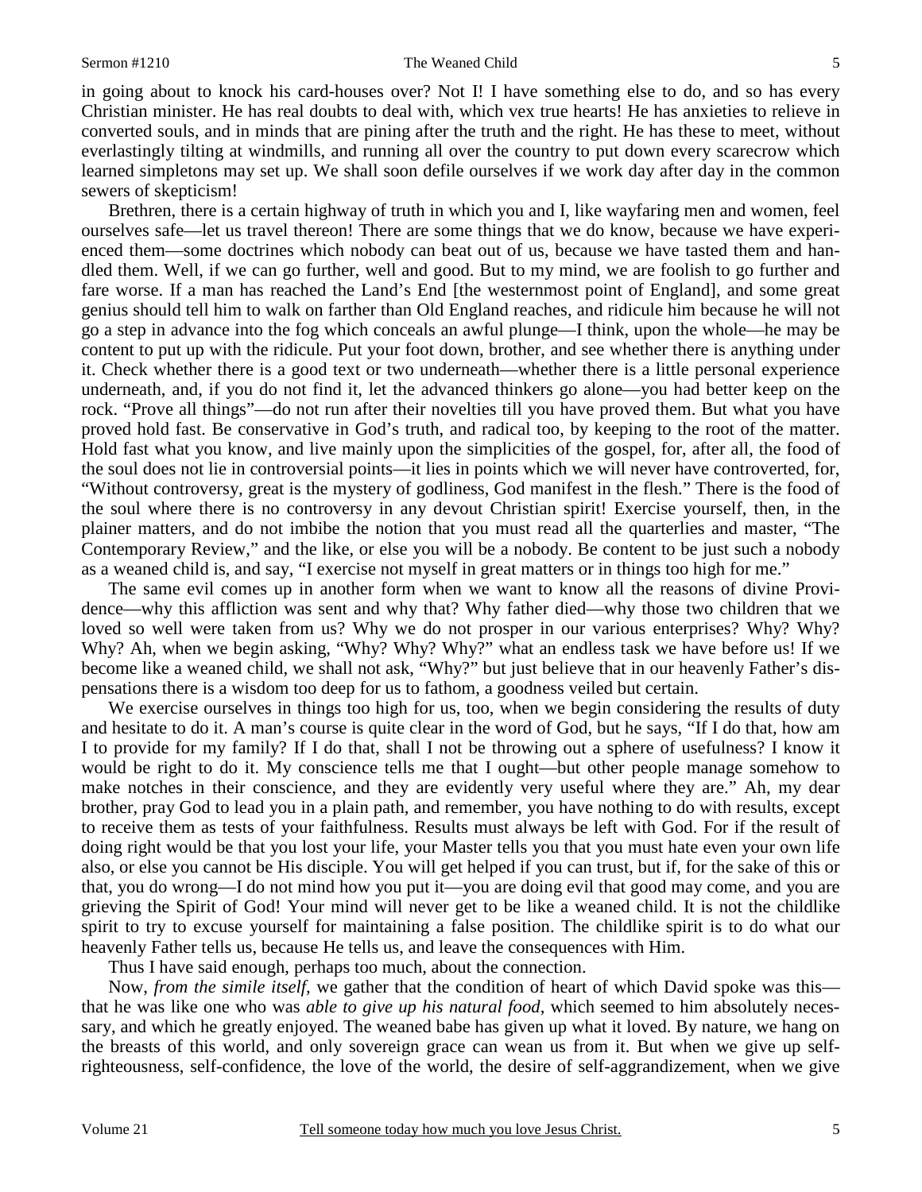in going about to knock his card-houses over? Not I! I have something else to do, and so has every Christian minister. He has real doubts to deal with, which vex true hearts! He has anxieties to relieve in converted souls, and in minds that are pining after the truth and the right. He has these to meet, without everlastingly tilting at windmills, and running all over the country to put down every scarecrow which learned simpletons may set up. We shall soon defile ourselves if we work day after day in the common sewers of skepticism!

Brethren, there is a certain highway of truth in which you and I, like wayfaring men and women, feel ourselves safe—let us travel thereon! There are some things that we do know, because we have experienced them—some doctrines which nobody can beat out of us, because we have tasted them and handled them. Well, if we can go further, well and good. But to my mind, we are foolish to go further and fare worse. If a man has reached the Land's End [the westernmost point of England], and some great genius should tell him to walk on farther than Old England reaches, and ridicule him because he will not go a step in advance into the fog which conceals an awful plunge—I think, upon the whole—he may be content to put up with the ridicule. Put your foot down, brother, and see whether there is anything under it. Check whether there is a good text or two underneath—whether there is a little personal experience underneath, and, if you do not find it, let the advanced thinkers go alone—you had better keep on the rock. "Prove all things"—do not run after their novelties till you have proved them. But what you have proved hold fast. Be conservative in God's truth, and radical too, by keeping to the root of the matter. Hold fast what you know, and live mainly upon the simplicities of the gospel, for, after all, the food of the soul does not lie in controversial points—it lies in points which we will never have controverted, for, "Without controversy, great is the mystery of godliness, God manifest in the flesh." There is the food of the soul where there is no controversy in any devout Christian spirit! Exercise yourself, then, in the plainer matters, and do not imbibe the notion that you must read all the quarterlies and master, "The Contemporary Review," and the like, or else you will be a nobody. Be content to be just such a nobody as a weaned child is, and say, "I exercise not myself in great matters or in things too high for me."

The same evil comes up in another form when we want to know all the reasons of divine Providence—why this affliction was sent and why that? Why father died—why those two children that we loved so well were taken from us? Why we do not prosper in our various enterprises? Why? Why? Why? Ah, when we begin asking, "Why? Why? Why?" what an endless task we have before us! If we become like a weaned child, we shall not ask, "Why?" but just believe that in our heavenly Father's dispensations there is a wisdom too deep for us to fathom, a goodness veiled but certain.

We exercise ourselves in things too high for us, too, when we begin considering the results of duty and hesitate to do it. A man's course is quite clear in the word of God, but he says, "If I do that, how am I to provide for my family? If I do that, shall I not be throwing out a sphere of usefulness? I know it would be right to do it. My conscience tells me that I ought—but other people manage somehow to make notches in their conscience, and they are evidently very useful where they are." Ah, my dear brother, pray God to lead you in a plain path, and remember, you have nothing to do with results, except to receive them as tests of your faithfulness. Results must always be left with God. For if the result of doing right would be that you lost your life, your Master tells you that you must hate even your own life also, or else you cannot be His disciple. You will get helped if you can trust, but if, for the sake of this or that, you do wrong—I do not mind how you put it—you are doing evil that good may come, and you are grieving the Spirit of God! Your mind will never get to be like a weaned child. It is not the childlike spirit to try to excuse yourself for maintaining a false position. The childlike spirit is to do what our heavenly Father tells us, because He tells us, and leave the consequences with Him.

Thus I have said enough, perhaps too much, about the connection.

Now, *from the simile itself,* we gather that the condition of heart of which David spoke was this—that he was like one who was *able to give up his natural food,* which seemed to him absolutely necessary, and which he greatly enjoyed. The weaned babe has given up what it loved. By nature, we hang on the breasts of this world, and only sovereign grace can wean us from it. But when we give up self-righteousness, self-confidence, the love of the world, the desire of self-aggrandizement, when we give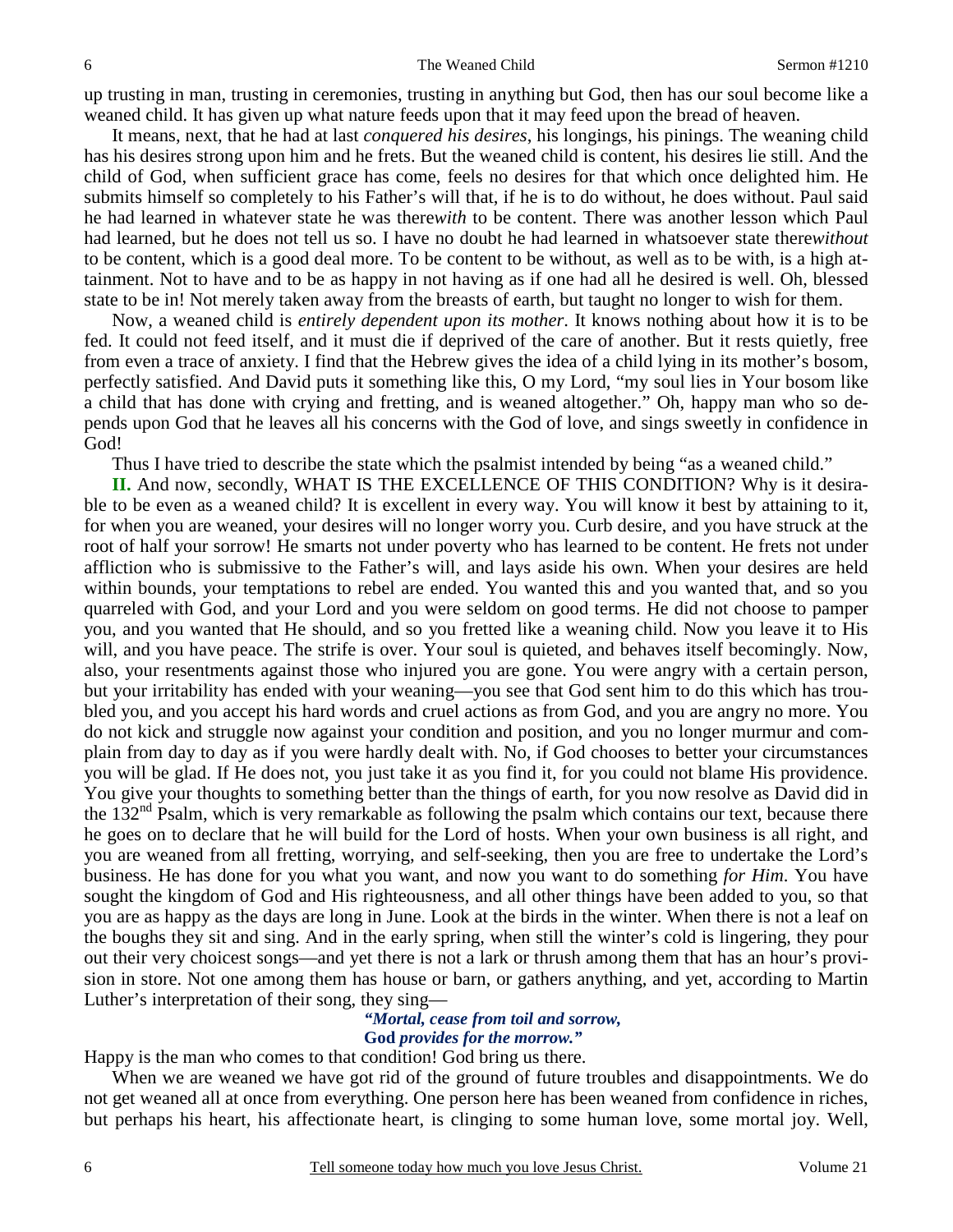up trusting in man, trusting in ceremonies, trusting in anything but God, then has our soul become like a weaned child. It has given up what nature feeds upon that it may feed upon the bread of heaven.

It means, next, that he had at last *conquered his desires,* his longings, his pinings. The weaning child has his desires strong upon him and he frets. But the weaned child is content, his desires lie still. And the child of God, when sufficient grace has come, feels no desires for that which once delighted him. He submits himself so completely to his Father's will that, if he is to do without, he does without. Paul said he had learned in whatever state he was there*with* to be content. There was another lesson which Paul had learned, but he does not tell us so. I have no doubt he had learned in whatsoever state there*without* to be content, which is a good deal more. To be content to be without, as well as to be with, is a high attainment. Not to have and to be as happy in not having as if one had all he desired is well. Oh, blessed state to be in! Not merely taken away from the breasts of earth, but taught no longer to wish for them.

Now, a weaned child is *entirely dependent upon its mother*. It knows nothing about how it is to be fed. It could not feed itself, and it must die if deprived of the care of another. But it rests quietly, free from even a trace of anxiety. I find that the Hebrew gives the idea of a child lying in its mother's bosom, perfectly satisfied. And David puts it something like this, O my Lord, "my soul lies in Your bosom like a child that has done with crying and fretting, and is weaned altogether." Oh, happy man who so depends upon God that he leaves all his concerns with the God of love, and sings sweetly in confidence in God!

Thus I have tried to describe the state which the psalmist intended by being "as a weaned child."

**II.** And now, secondly, WHAT IS THE EXCELLENCE OF THIS CONDITION? Why is it desirable to be even as a weaned child? It is excellent in every way. You will know it best by attaining to it, for when you are weaned, your desires will no longer worry you. Curb desire, and you have struck at the root of half your sorrow! He smarts not under poverty who has learned to be content. He frets not under affliction who is submissive to the Father's will, and lays aside his own. When your desires are held within bounds, your temptations to rebel are ended. You wanted this and you wanted that, and so you quarreled with God, and your Lord and you were seldom on good terms. He did not choose to pamper you, and you wanted that He should, and so you fretted like a weaning child. Now you leave it to His will, and you have peace. The strife is over. Your soul is quieted, and behaves itself becomingly. Now, also, your resentments against those who injured you are gone. You were angry with a certain person, but your irritability has ended with your weaning—you see that God sent him to do this which has troubled you, and you accept his hard words and cruel actions as from God, and you are angry no more. You do not kick and struggle now against your condition and position, and you no longer murmur and complain from day to day as if you were hardly dealt with. No, if God chooses to better your circumstances you will be glad. If He does not, you just take it as you find it, for you could not blame His providence. You give your thoughts to something better than the things of earth, for you now resolve as David did in the 132nd Psalm, which is very remarkable as following the psalm which contains our text, because there he goes on to declare that he will build for the Lord of hosts. When your own business is all right, and you are weaned from all fretting, worrying, and self-seeking, then you are free to undertake the Lord's business. He has done for you what you want, and now you want to do something *for Him*. You have sought the kingdom of God and His righteousness, and all other things have been added to you, so that you are as happy as the days are long in June. Look at the birds in the winter. When there is not a leaf on the boughs they sit and sing. And in the early spring, when still the winter's cold is lingering, they pour out their very choicest songs—and yet there is not a lark or thrush among them that has an hour's provision in store. Not one among them has house or barn, or gathers anything, and yet, according to Martin Luther's interpretation of their song, they sing—

> ***"Mortal, cease from toil and sorrow,***
> **God** ***provides for the morrow."***

Happy is the man who comes to that condition! God bring us there.

When we are weaned we have got rid of the ground of future troubles and disappointments. We do not get weaned all at once from everything. One person here has been weaned from confidence in riches, but perhaps his heart, his affectionate heart, is clinging to some human love, some mortal joy. Well,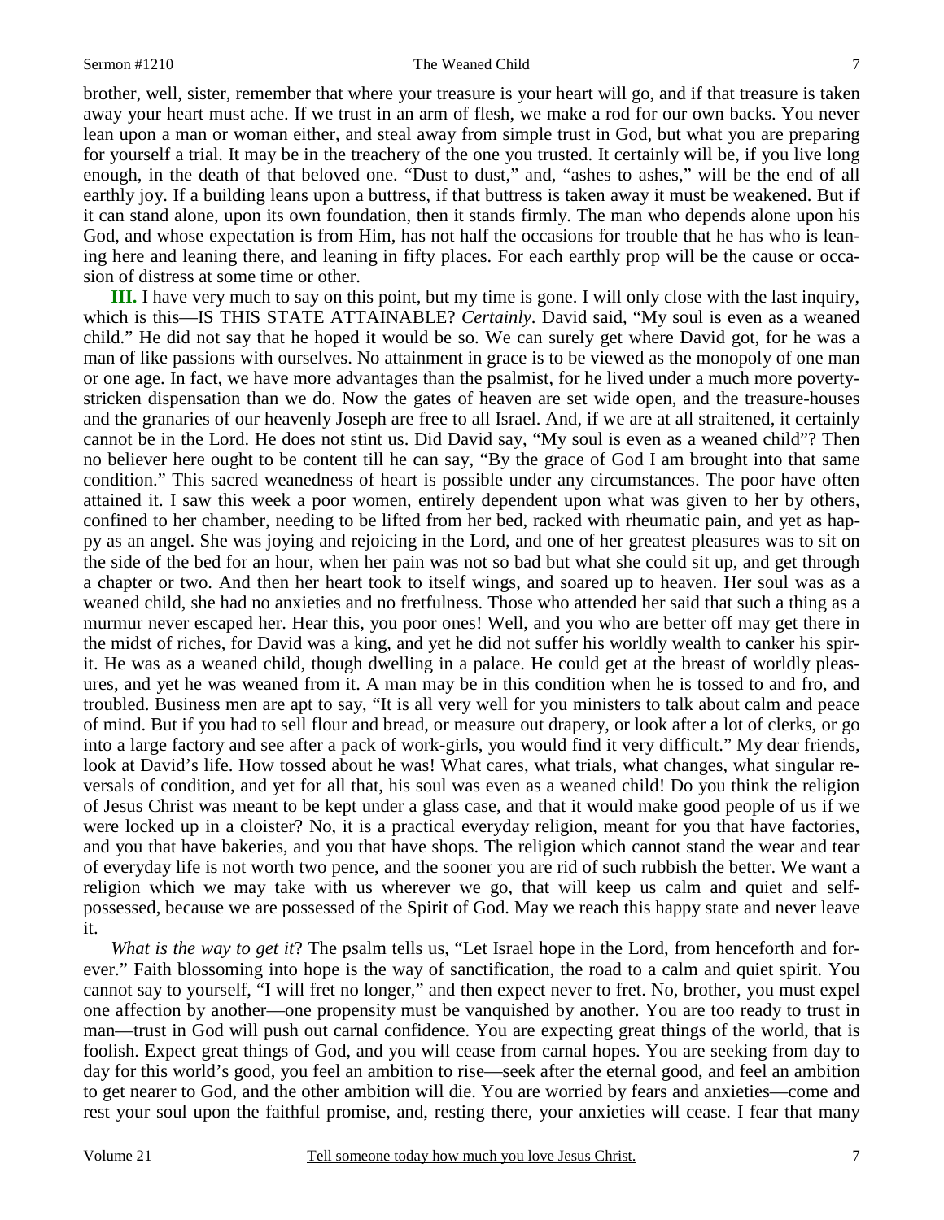brother, well, sister, remember that where your treasure is your heart will go, and if that treasure is taken away your heart must ache. If we trust in an arm of flesh, we make a rod for our own backs. You never lean upon a man or woman either, and steal away from simple trust in God, but what you are preparing for yourself a trial. It may be in the treachery of the one you trusted. It certainly will be, if you live long enough, in the death of that beloved one. "Dust to dust," and, "ashes to ashes," will be the end of all earthly joy. If a building leans upon a buttress, if that buttress is taken away it must be weakened. But if it can stand alone, upon its own foundation, then it stands firmly. The man who depends alone upon his God, and whose expectation is from Him, has not half the occasions for trouble that he has who is leaning here and leaning there, and leaning in fifty places. For each earthly prop will be the cause or occasion of distress at some time or other.

**III.** I have very much to say on this point, but my time is gone. I will only close with the last inquiry, which is this—IS THIS STATE ATTAINABLE? *Certainly*. David said, "My soul is even as a weaned child." He did not say that he hoped it would be so. We can surely get where David got, for he was a man of like passions with ourselves. No attainment in grace is to be viewed as the monopoly of one man or one age. In fact, we have more advantages than the psalmist, for he lived under a much more poverty-stricken dispensation than we do. Now the gates of heaven are set wide open, and the treasure-houses and the granaries of our heavenly Joseph are free to all Israel. And, if we are at all straitened, it certainly cannot be in the Lord. He does not stint us. Did David say, "My soul is even as a weaned child"? Then no believer here ought to be content till he can say, "By the grace of God I am brought into that same condition." This sacred weanedness of heart is possible under any circumstances. The poor have often attained it. I saw this week a poor women, entirely dependent upon what was given to her by others, confined to her chamber, needing to be lifted from her bed, racked with rheumatic pain, and yet as happy as an angel. She was joying and rejoicing in the Lord, and one of her greatest pleasures was to sit on the side of the bed for an hour, when her pain was not so bad but what she could sit up, and get through a chapter or two. And then her heart took to itself wings, and soared up to heaven. Her soul was as a weaned child, she had no anxieties and no fretfulness. Those who attended her said that such a thing as a murmur never escaped her. Hear this, you poor ones! Well, and you who are better off may get there in the midst of riches, for David was a king, and yet he did not suffer his worldly wealth to canker his spirit. He was as a weaned child, though dwelling in a palace. He could get at the breast of worldly pleasures, and yet he was weaned from it. A man may be in this condition when he is tossed to and fro, and troubled. Business men are apt to say, "It is all very well for you ministers to talk about calm and peace of mind. But if you had to sell flour and bread, or measure out drapery, or look after a lot of clerks, or go into a large factory and see after a pack of work-girls, you would find it very difficult." My dear friends, look at David's life. How tossed about he was! What cares, what trials, what changes, what singular reversals of condition, and yet for all that, his soul was even as a weaned child! Do you think the religion of Jesus Christ was meant to be kept under a glass case, and that it would make good people of us if we were locked up in a cloister? No, it is a practical everyday religion, meant for you that have factories, and you that have bakeries, and you that have shops. The religion which cannot stand the wear and tear of everyday life is not worth two pence, and the sooner you are rid of such rubbish the better. We want a religion which we may take with us wherever we go, that will keep us calm and quiet and self-possessed, because we are possessed of the Spirit of God. May we reach this happy state and never leave it.

*What is the way to get it*? The psalm tells us, "Let Israel hope in the Lord, from henceforth and forever." Faith blossoming into hope is the way of sanctification, the road to a calm and quiet spirit. You cannot say to yourself, "I will fret no longer," and then expect never to fret. No, brother, you must expel one affection by another—one propensity must be vanquished by another. You are too ready to trust in man—trust in God will push out carnal confidence. You are expecting great things of the world, that is foolish. Expect great things of God, and you will cease from carnal hopes. You are seeking from day to day for this world's good, you feel an ambition to rise—seek after the eternal good, and feel an ambition to get nearer to God, and the other ambition will die. You are worried by fears and anxieties—come and rest your soul upon the faithful promise, and, resting there, your anxieties will cease. I fear that many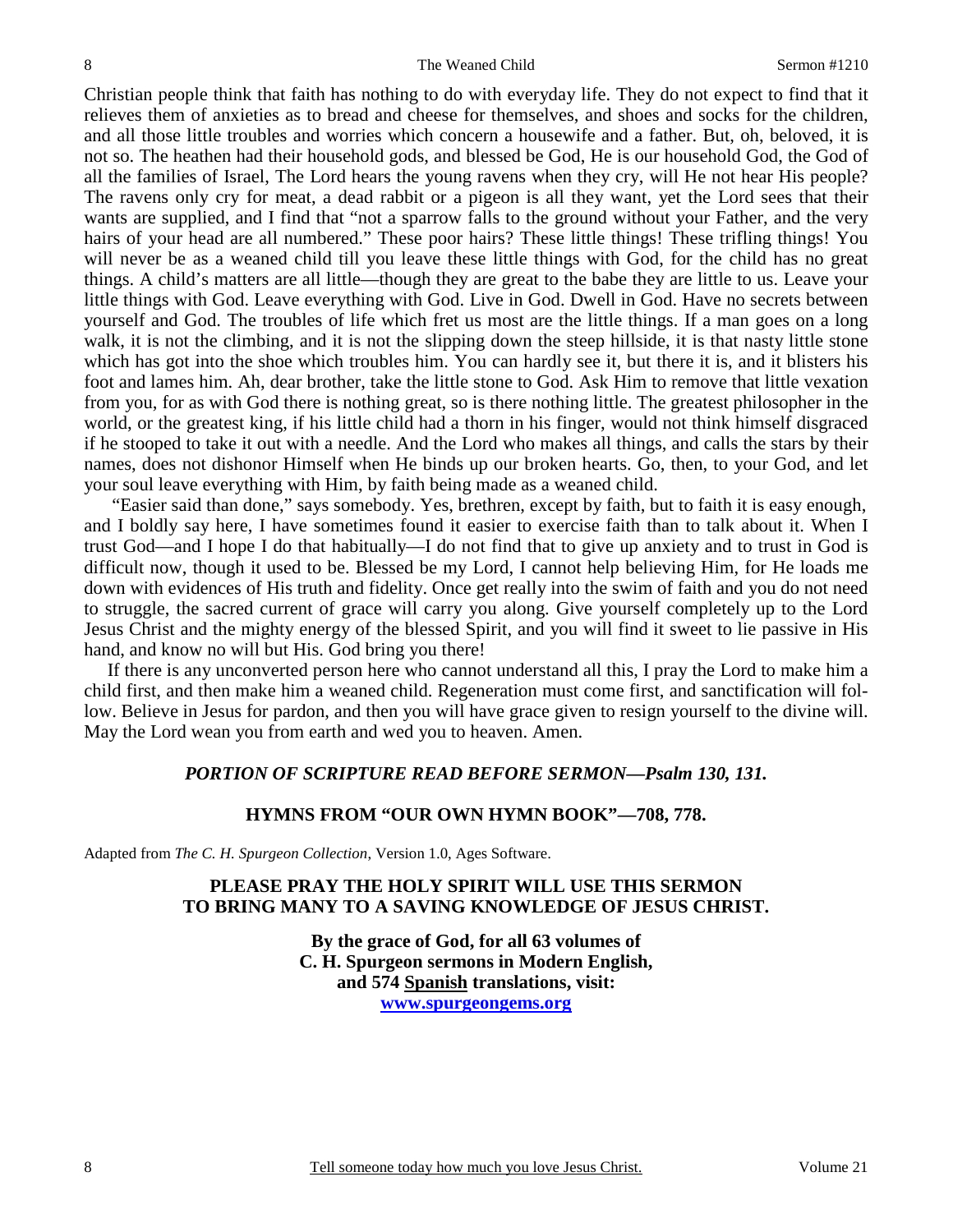Christian people think that faith has nothing to do with everyday life. They do not expect to find that it relieves them of anxieties as to bread and cheese for themselves, and shoes and socks for the children, and all those little troubles and worries which concern a housewife and a father. But, oh, beloved, it is not so. The heathen had their household gods, and blessed be God, He is our household God, the God of all the families of Israel, The Lord hears the young ravens when they cry, will He not hear His people? The ravens only cry for meat, a dead rabbit or a pigeon is all they want, yet the Lord sees that their wants are supplied, and I find that "not a sparrow falls to the ground without your Father, and the very hairs of your head are all numbered." These poor hairs? These little things! These trifling things! You will never be as a weaned child till you leave these little things with God, for the child has no great things. A child's matters are all little—though they are great to the babe they are little to us. Leave your little things with God. Leave everything with God. Live in God. Dwell in God. Have no secrets between yourself and God. The troubles of life which fret us most are the little things. If a man goes on a long walk, it is not the climbing, and it is not the slipping down the steep hillside, it is that nasty little stone which has got into the shoe which troubles him. You can hardly see it, but there it is, and it blisters his foot and lames him. Ah, dear brother, take the little stone to God. Ask Him to remove that little vexation from you, for as with God there is nothing great, so is there nothing little. The greatest philosopher in the world, or the greatest king, if his little child had a thorn in his finger, would not think himself disgraced if he stooped to take it out with a needle. And the Lord who makes all things, and calls the stars by their names, does not dishonor Himself when He binds up our broken hearts. Go, then, to your God, and let your soul leave everything with Him, by faith being made as a weaned child.

"Easier said than done," says somebody. Yes, brethren, except by faith, but to faith it is easy enough, and I boldly say here, I have sometimes found it easier to exercise faith than to talk about it. When I trust God—and I hope I do that habitually—I do not find that to give up anxiety and to trust in God is difficult now, though it used to be. Blessed be my Lord, I cannot help believing Him, for He loads me down with evidences of His truth and fidelity. Once get really into the swim of faith and you do not need to struggle, the sacred current of grace will carry you along. Give yourself completely up to the Lord Jesus Christ and the mighty energy of the blessed Spirit, and you will find it sweet to lie passive in His hand, and know no will but His. God bring you there!

If there is any unconverted person here who cannot understand all this, I pray the Lord to make him a child first, and then make him a weaned child. Regeneration must come first, and sanctification will follow. Believe in Jesus for pardon, and then you will have grace given to resign yourself to the divine will. May the Lord wean you from earth and wed you to heaven. Amen.

***PORTION OF SCRIPTURE READ BEFORE SERMON—Psalm 130, 131.***

**HYMNS FROM "OUR OWN HYMN BOOK"—708, 778.**

Adapted from *The C. H. Spurgeon Collection*, Version 1.0, Ages Software.

**PLEASE PRAY THE HOLY SPIRIT WILL USE THIS SERMON TO BRING MANY TO A SAVING KNOWLEDGE OF JESUS CHRIST.**

**By the grace of God, for all 63 volumes of C. H. Spurgeon sermons in Modern English, and 574 Spanish translations, visit: www.spurgeongems.org**